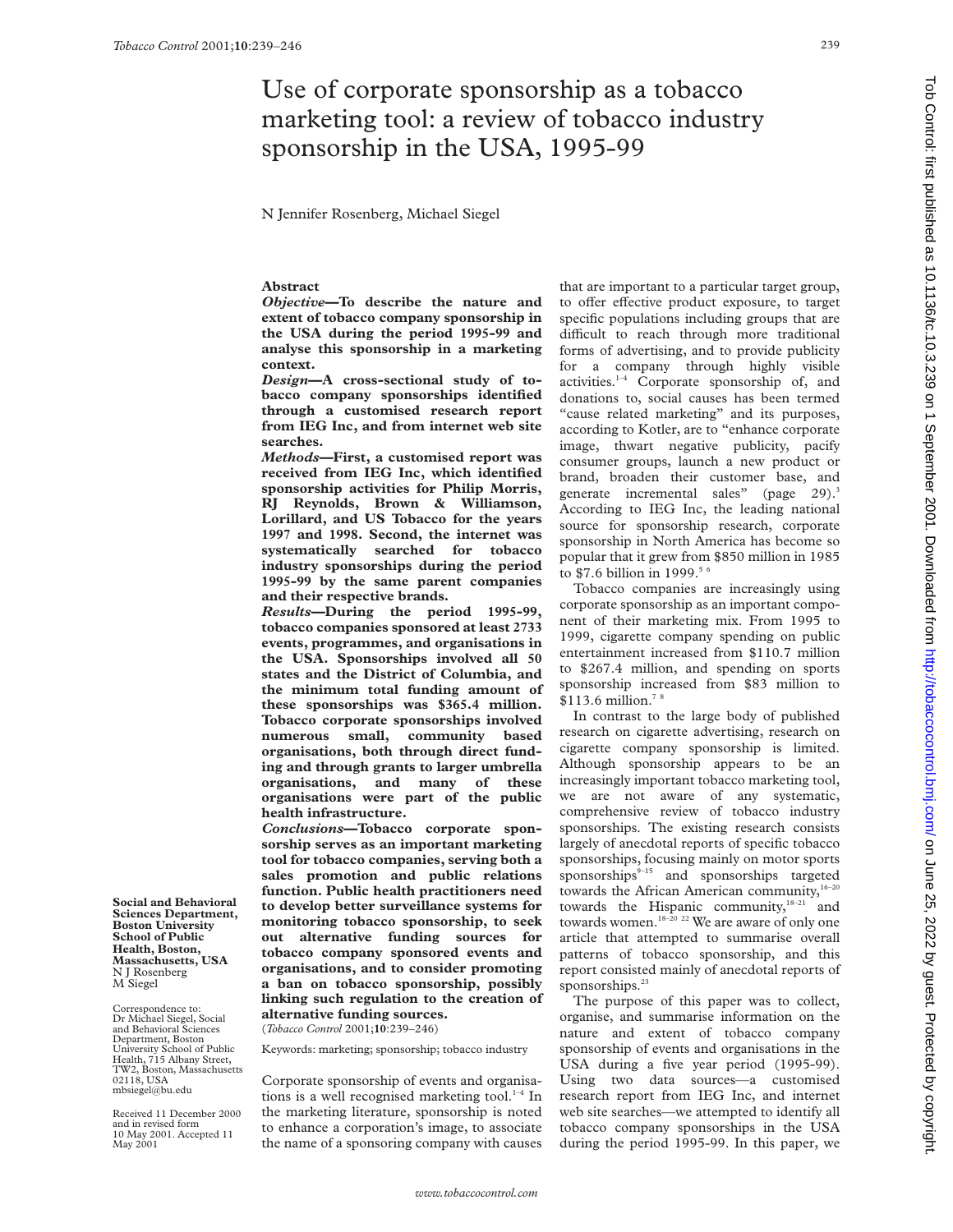# Use of corporate sponsorship as a tobacco marketing tool: a review of tobacco industry sponsorship in the USA, 1995-99

N Jennifer Rosenberg, Michael Siegel

## Abstract

***Objective*—To describe the nature and extent of tobacco company sponsorship in the USA during the period 1995-99 and analyse this sponsorship in a marketing context.**

***Design*—A cross-sectional study of tobacco company sponsorships identified through a customised research report from IEG Inc, and from internet web site searches.**

***Methods*—First, a customised report was received from IEG Inc, which identified sponsorship activities for Philip Morris, RJ Reynolds, Brown & Williamson, Lorillard, and US Tobacco for the years 1997 and 1998. Second, the internet was systematically searched for tobacco industry sponsorships during the period 1995-99 by the same parent companies and their respective brands.**

***Results*—During the period 1995-99, tobacco companies sponsored at least 2733 events, programmes, and organisations in the USA. Sponsorships involved all 50 states and the District of Columbia, and the minimum total funding amount of these sponsorships was $365.4 million. Tobacco corporate sponsorships involved numerous small, community based organisations, both through direct funding and through grants to larger umbrella organisations, and many of these organisations were part of the public health infrastructure.**

***Conclusions*—Tobacco corporate sponsorship serves as an important marketing tool for tobacco companies, serving both a sales promotion and public relations function. Public health practitioners need to develop better surveillance systems for monitoring tobacco sponsorship, to seek out alternative funding sources for tobacco company sponsored events and organisations, and to consider promoting a ban on tobacco sponsorship, possibly linking such regulation to the creation of alternative funding sources.**

(*Tobacco Control* 2001;**10**:239–246)

Keywords: marketing; sponsorship; tobacco industry

**Social and Behavioral Sciences Department, Boston University School of Public Health, Boston, Massachusetts, USA**
N J Rosenberg
M Siegel

Correspondence to: Dr Michael Siegel, Social and Behavioral Sciences Department, Boston University School of Public Health, 715 Albany Street, TW2, Boston, Massachusetts 02118, USA
mbsiegel@bu.edu

Received 11 December 2000 and in revised form 10 May 2001. Accepted 11 May 2001

Corporate sponsorship of events and organisations is a well recognised marketing tool.[1–4] In the marketing literature, sponsorship is noted to enhance a corporation's image, to associate the name of a sponsoring company with causes that are important to a particular target group, to offer effective product exposure, to target specific populations including groups that are difficult to reach through more traditional forms of advertising, and to provide publicity for a company through highly visible activities.[1–4] Corporate sponsorship of, and donations to, social causes has been termed "cause related marketing" and its purposes, according to Kotler, are to "enhance corporate image, thwart negative publicity, pacify consumer groups, launch a new product or brand, broaden their customer base, and generate incremental sales" (page 29).[3] According to IEG Inc, the leading national source for sponsorship research, corporate sponsorship in North America has become so popular that it grew from $850 million in 1985 to $7.6 billion in 1999.[5 6]

Tobacco companies are increasingly using corporate sponsorship as an important component of their marketing mix. From 1995 to 1999, cigarette company spending on public entertainment increased from $110.7 million to $267.4 million, and spending on sports sponsorship increased from $83 million to $113.6 million.[7 8]

In contrast to the large body of published research on cigarette advertising, research on cigarette company sponsorship is limited. Although sponsorship appears to be an increasingly important tobacco marketing tool, we are not aware of any systematic, comprehensive review of tobacco industry sponsorships. The existing research consists largely of anecdotal reports of specific tobacco sponsorships, focusing mainly on motor sports sponsorships[9–15] and sponsorships targeted towards the African American community,[16–20] towards the Hispanic community,[18–21] and towards women.[18–20 22] We are aware of only one article that attempted to summarise overall patterns of tobacco sponsorship, and this report consisted mainly of anecdotal reports of sponsorships.[23]

The purpose of this paper was to collect, organise, and summarise information on the nature and extent of tobacco company sponsorship of events and organisations in the USA during a five year period (1995-99). Using two data sources—a customised research report from IEG Inc, and internet web site searches—we attempted to identify all tobacco company sponsorships in the USA during the period 1995-99. In this paper, we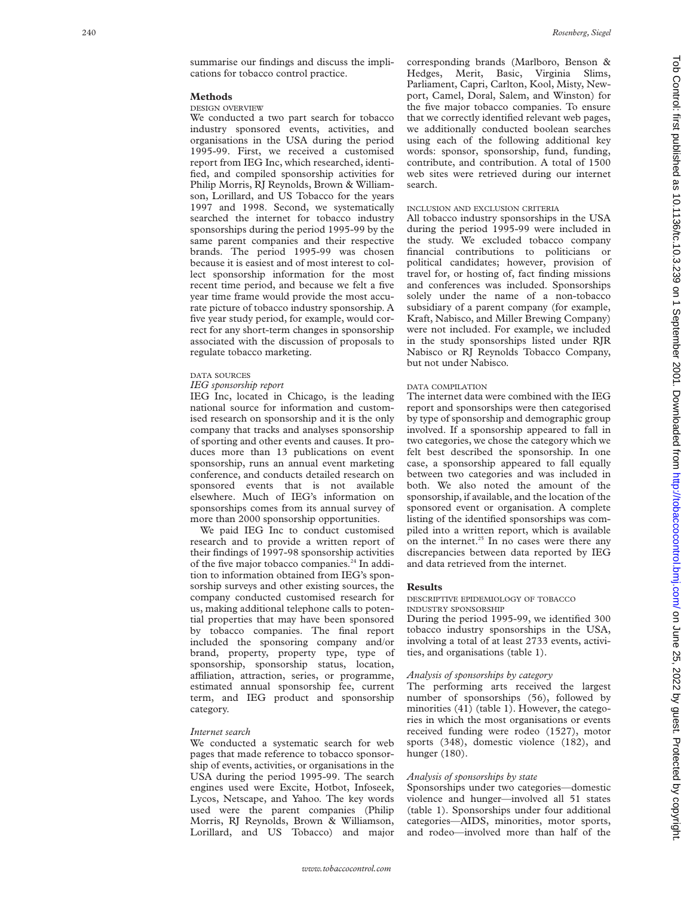summarise our findings and discuss the implications for tobacco control practice.

## Methods

### DESIGN OVERVIEW

We conducted a two part search for tobacco industry sponsored events, activities, and organisations in the USA during the period 1995-99. First, we received a customised report from IEG Inc, which researched, identified, and compiled sponsorship activities for Philip Morris, RJ Reynolds, Brown & Williamson, Lorillard, and US Tobacco for the years 1997 and 1998. Second, we systematically searched the internet for tobacco industry sponsorships during the period 1995-99 by the same parent companies and their respective brands. The period 1995-99 was chosen because it is easiest and of most interest to collect sponsorship information for the most recent time period, and because we felt a five year time frame would provide the most accurate picture of tobacco industry sponsorship. A five year study period, for example, would correct for any short-term changes in sponsorship associated with the discussion of proposals to regulate tobacco marketing.

### DATA SOURCES

#### *IEG sponsorship report*

IEG Inc, located in Chicago, is the leading national source for information and customised research on sponsorship and it is the only company that tracks and analyses sponsorship of sporting and other events and causes. It produces more than 13 publications on event sponsorship, runs an annual event marketing conference, and conducts detailed research on sponsored events that is not available elsewhere. Much of IEG's information on sponsorships comes from its annual survey of more than 2000 sponsorship opportunities.

We paid IEG Inc to conduct customised research and to provide a written report of their findings of 1997-98 sponsorship activities of the five major tobacco companies.[24] In addition to information obtained from IEG's sponsorship surveys and other existing sources, the company conducted customised research for us, making additional telephone calls to potential properties that may have been sponsored by tobacco companies. The final report included the sponsoring company and/or brand, property, property type, type of sponsorship, sponsorship status, location, affiliation, attraction, series, or programme, estimated annual sponsorship fee, current term, and IEG product and sponsorship category.

#### *Internet search*

We conducted a systematic search for web pages that made reference to tobacco sponsorship of events, activities, or organisations in the USA during the period 1995-99. The search engines used were Excite, Hotbot, Infoseek, Lycos, Netscape, and Yahoo. The key words used were the parent companies (Philip Morris, RJ Reynolds, Brown & Williamson, Lorillard, and US Tobacco) and major corresponding brands (Marlboro, Benson & Hedges, Merit, Basic, Virginia Slims, Parliament, Capri, Carlton, Kool, Misty, Newport, Camel, Doral, Salem, and Winston) for the five major tobacco companies. To ensure that we correctly identified relevant web pages, we additionally conducted boolean searches using each of the following additional key words: sponsor, sponsorship, fund, funding, contribute, and contribution. A total of 1500 web sites were retrieved during our internet search.

### INCLUSION AND EXCLUSION CRITERIA

All tobacco industry sponsorships in the USA during the period 1995-99 were included in the study. We excluded tobacco company financial contributions to politicians or political candidates; however, provision of travel for, or hosting of, fact finding missions and conferences was included. Sponsorships solely under the name of a non-tobacco subsidiary of a parent company (for example, Kraft, Nabisco, and Miller Brewing Company) were not included. For example, we included in the study sponsorships listed under RJR Nabisco or RJ Reynolds Tobacco Company, but not under Nabisco.

### DATA COMPILATION

The internet data were combined with the IEG report and sponsorships were then categorised by type of sponsorship and demographic group involved. If a sponsorship appeared to fall in two categories, we chose the category which we felt best described the sponsorship. In one case, a sponsorship appeared to fall equally between two categories and was included in both. We also noted the amount of the sponsorship, if available, and the location of the sponsored event or organisation. A complete listing of the identified sponsorships was compiled into a written report, which is available on the internet.[25] In no cases were there any discrepancies between data reported by IEG and data retrieved from the internet.

## Results

### DESCRIPTIVE EPIDEMIOLOGY OF TOBACCO INDUSTRY SPONSORSHIP

During the period 1995-99, we identified 300 tobacco industry sponsorships in the USA, involving a total of at least 2733 events, activities, and organisations (table 1).

#### *Analysis of sponsorships by category*

The performing arts received the largest number of sponsorships (56), followed by minorities (41) (table 1). However, the categories in which the most organisations or events received funding were rodeo (1527), motor sports (348), domestic violence (182), and hunger (180).

#### *Analysis of sponsorships by state*

Sponsorships under two categories—domestic violence and hunger—involved all 51 states (table 1). Sponsorships under four additional categories—AIDS, minorities, motor sports, and rodeo—involved more than half of the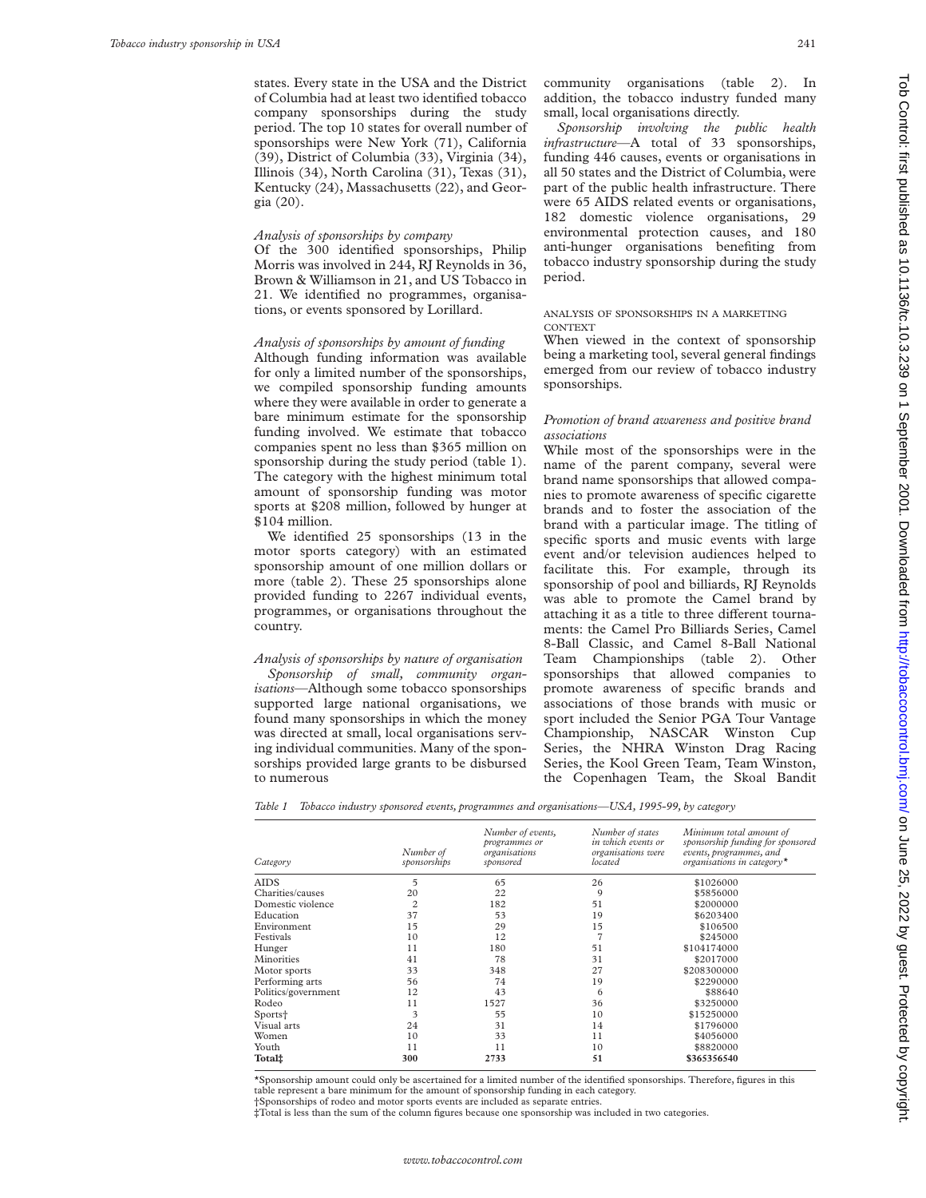states. Every state in the USA and the District of Columbia had at least two identified tobacco company sponsorships during the study period. The top 10 states for overall number of sponsorships were New York (71), California (39), District of Columbia (33), Virginia (34), Illinois (34), North Carolina (31), Texas (31), Kentucky (24), Massachusetts (22), and Georgia (20).

*Analysis of sponsorships by company*

Of the 300 identified sponsorships, Philip Morris was involved in 244, RJ Reynolds in 36, Brown & Williamson in 21, and US Tobacco in 21. We identified no programmes, organisations, or events sponsored by Lorillard.

*Analysis of sponsorships by amount of funding*

Although funding information was available for only a limited number of the sponsorships, we compiled sponsorship funding amounts where they were available in order to generate a bare minimum estimate for the sponsorship funding involved. We estimate that tobacco companies spent no less than $365 million on sponsorship during the study period (table 1). The category with the highest minimum total amount of sponsorship funding was motor sports at $208 million, followed by hunger at $104 million.

We identified 25 sponsorships (13 in the motor sports category) with an estimated sponsorship amount of one million dollars or more (table 2). These 25 sponsorships alone provided funding to 2267 individual events, programmes, or organisations throughout the country.

*Analysis of sponsorships by nature of organisation*

*Sponsorship of small, community organisations*—Although some tobacco sponsorships supported large national organisations, we found many sponsorships in which the money was directed at small, local organisations serving individual communities. Many of the sponsorships provided large grants to be disbursed to numerous community organisations (table 2). In addition, the tobacco industry funded many small, local organisations directly.

*Sponsorship involving the public health infrastructure*—A total of 33 sponsorships, funding 446 causes, events or organisations in all 50 states and the District of Columbia, were part of the public health infrastructure. There were 65 AIDS related events or organisations, 182 domestic violence organisations, 29 environmental protection causes, and 180 anti-hunger organisations benefiting from tobacco industry sponsorship during the study period.

ANALYSIS OF SPONSORSHIPS IN A MARKETING CONTEXT

When viewed in the context of sponsorship being a marketing tool, several general findings emerged from our review of tobacco industry sponsorships.

*Promotion of brand awareness and positive brand associations*

While most of the sponsorships were in the name of the parent company, several were brand name sponsorships that allowed companies to promote awareness of specific cigarette brands and to foster the association of the brand with a particular image. The titling of specific sports and music events with large event and/or television audiences helped to facilitate this. For example, through its sponsorship of pool and billiards, RJ Reynolds was able to promote the Camel brand by attaching it as a title to three different tournaments: the Camel Pro Billiards Series, Camel 8-Ball Classic, and Camel 8-Ball National Team Championships (table 2). Other sponsorships that allowed companies to promote awareness of specific brands and associations of those brands with music or sport included the Senior PGA Tour Vantage Championship, NASCAR Winston Cup Series, the NHRA Winston Drag Racing Series, the Kool Green Team, Team Winston, the Copenhagen Team, the Skoal Bandit

*Table 1 Tobacco industry sponsored events, programmes and organisations—USA, 1995-99, by category*

| Category | Number of sponsorships | Number of events, programmes or organisations sponsored | Number of states in which events or organisations were located | Minimum total amount of sponsorship funding for sponsored events, programmes, and organisations in category* |
|---|---|---|---|---|
| AIDS | 5 | 65 | 26 | $1026000 |
| Charities/causes | 20 | 22 | 9 | $5856000 |
| Domestic violence | 2 | 182 | 51 | $2000000 |
| Education | 37 | 53 | 19 | $6203400 |
| Environment | 15 | 29 | 15 | $106500 |
| Festivals | 10 | 12 | 7 | $245000 |
| Hunger | 11 | 180 | 51 | $104174000 |
| Minorities | 41 | 78 | 31 | $2017000 |
| Motor sports | 33 | 348 | 27 | $208300000 |
| Performing arts | 56 | 74 | 19 | $2290000 |
| Politics/government | 12 | 43 | 6 | $88640 |
| Rodeo | 11 | 1527 | 36 | $3250000 |
| Sports† | 3 | 55 | 10 | $15250000 |
| Visual arts | 24 | 31 | 14 | $1796000 |
| Women | 10 | 33 | 11 | $4056000 |
| Youth | 11 | 11 | 10 | $8820000 |
| **Total‡** | **300** | **2733** | **51** | **$365356540** |

*Sponsorship amount could only be ascertained for a limited number of the identified sponsorships. Therefore, figures in this table represent a bare minimum for the amount of sponsorship funding in each category.
†Sponsorships of rodeo and motor sports events are included as separate entries.
‡Total is less than the sum of the column figures because one sponsorship was included in two categories.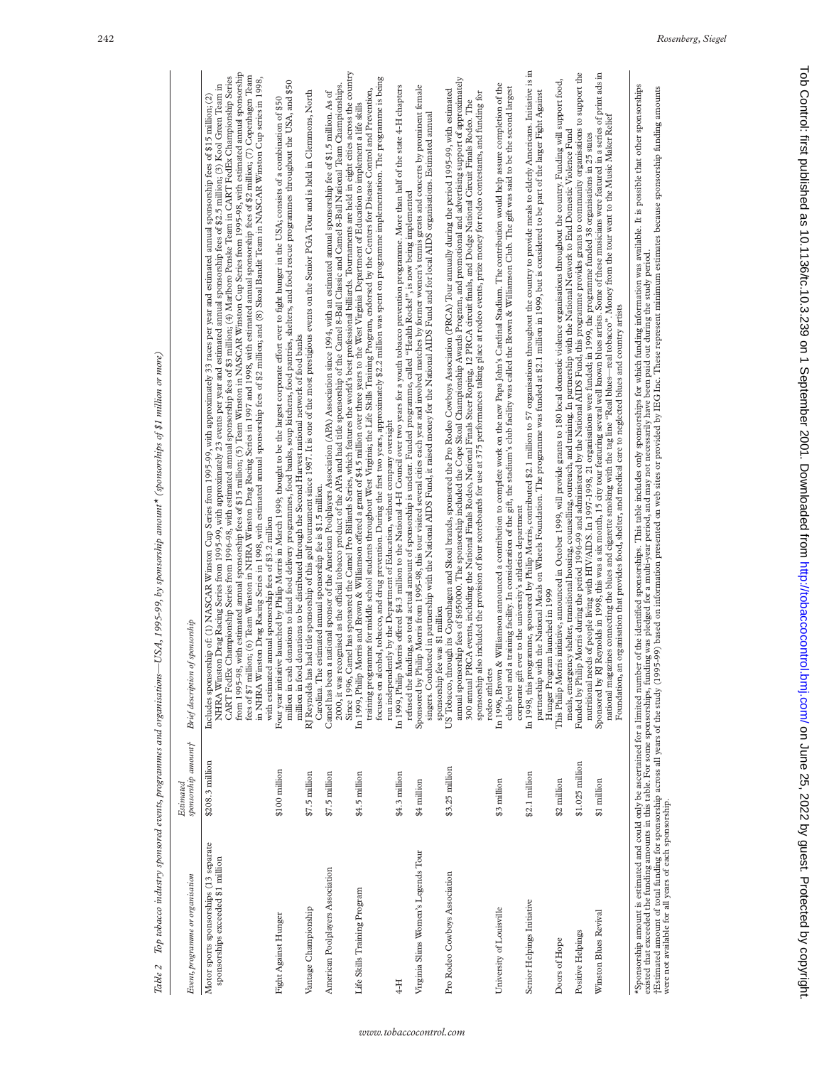*Table 2 Top tobacco industry sponsored events, programmes and organisations—USA, 1995-99, by sponsorship amount* (sponsorships of $1 million or more)*

| Event, programme or organisation | Estimated sponsorship amount† | Brief description of sponsorship |
|---|---|---|
| Motor sports sponsorships (13 separate sponsorships exceeded $1 million | $208.3 million | Includes sponsorship of: (1) NASCAR Winston Cup Series from 1995-99, with approximately 33 races per year and estimated annual sponsorship fees of $15 million; (2) NHRA Winston Drag Racing Series from 1995-99, with approximately 23 events per year and estimated annual sponsorship fees of $2.5 million; (3) Kool Green Team in CART FedEx Championship Series from 1996-98, with estimated annual sponsorship fees of $3 million; (4) Marlboro Penske Team in CART FedEx Championship Series from 1995-98, with estimated annual sponsorship fees of $15 million; (5) Team Winston in NASCAR Winston Cup Series from 1995-98, with estimated annual sponsorship fees of $7 million; (6) Team Winston in NHRA Winston Drag Racing Series in 1997 and 1998, with estimated annual sponsorship fees of $2 million; (7) Copenhagen Team in NHRA Winston Drag Racing Series in 1998, with estimated annual sponsorship fees of $2 million; and (8) Skoal Bandit Team in NASCAR Winston Cup series in 1998, with estimated annual sponsorship fees of $3.2 million |
| Fight Against Hunger | $100 million | Four year initiative launched by Philip Morris in March 1999; thought to be the largest corporate effort ever to fight hunger in the USA; consists of a combination of $50 million in cash donations to fund food delivery programmes, food banks, soup kitchens, food pantries, shelters, and food rescue programmes throughout the USA, and $50 million in food donations to be distributed through the Second Harvest national network of food banks |
| Vantage Championship | $7.5 million | RJ Reynolds has had title sponsorship of this golf tournament since 1987. It is one of the most prestigious events on the Senior PGA Tour and is held in Clemmons, North Carolina. The estimated annual sponsorship fee is $1.5 million. |
| American Poolplayers Association | $7.5 million | Camel has been a national sponsor of the American Poolplayers Association (APA) Association since 1994, with an estimated annual sponsorship fee of $1.5 million. As of 2000, it was recognised as the official tobacco product of the APA and had title sponsorship of the Camel 8-Ball Classic and Camel 8-Ball National Team Championships. Since 1996, Camel has sponsored the Camel Pro Billiards Series, which features the world's best professional billiards. Tournaments are held in eight cities across the country |
| Life Skills Training Program | $4.5 million | In 1999, Philip Morris and Brown & Williamson offered a grant of $4.5 million over three years to the West Virginia Department of Education to implement a life skills training programme for middle school students throughout West Virginia; the Life Skills Training Program, endorsed by the Centers for Disease Control and Prevention, focuses on alcohol, tobacco, and drug prevention. During the first two years, approximately $2.2 million was spent on programme implementation. The programme is being run independently by the Department of Education, without company oversight |
| 4-H | $4.3 million | In 1999, Philip Morris offered $4.3 million to the National 4-H Council over two years for a youth tobacco prevention programme. More than half of the state 4-H chapters refused the funding, so total actual amount of sponsorship is unclear. Funded programme, called "Health Rocks!", is now being implemented |
| Virginia Slims Women's Legends Tour | $4 million | Sponsored by Philip Morris from 1995-98, this tour visited several cities each year and involved matches by former women's tennis greats and concerts by prominent female singers. Conducted in partnership with the National AIDS Fund, it raised money for the National AIDS Fund and for local AIDS organisations. Estimated annual sponsorship fee was $1 million |
| Pro Rodeo Cowboys Association | $3.25 million | US Tobacco, through its Copenhagen and Skoal brands, sponsored the Pro Rodeo Cowboys Association (PRCA) Tour annually during the period 1995-99, with estimated annual sponsorship fees of $650000. The sponsorship included the Cope Skoal Championship Awards Program; and promotional and advertising support of approximately 300 annual PRCA events, including the National Finals Rodeo, National Finals Steer Roping, 12 PRCA circuit finals, and Dodge National Circuit Finals Rodeo. The sponsorship also included the provision of four scoreboards for use at 375 performances taking place at rodeo events, prize money for rodeo contestants, and funding for rodeo athletes |
| University of Louisville | $3 million | In 1996, Brown & Williamson announced a contribution to complete work on the new Papa John's Cardinal Stadium. The contribution would help assure completion of the club level and a training facility. In consideration of the gift, the stadium's club facility was called the Brown & Williamson Club. The gift was said to be the second largest corporate gift ever to the university's athletics department |
| Senior Helpings Initiative | $2.1 million | In 1998, this programme, sponsored by Philip Morris, contributed $2.1 million to 57 organisations throughout the country to provide meals to elderly Americans. Initiative is in partnership with the National Meals on Wheels Foundation. The programme was funded at $2.1 million in 1999, but is considered to be part of the larger Fight Against Hunger Program launched in 1999 |
| Doors of Hope | $2 million | This Philip Morris initiative, announced in October 1999, will provide grants to 180 local domestic violence organisations throughout the country. Funding will support food, meals, emergency shelter, transitional housing, counselling, outreach, and training. In partnership with the National Network to End Domestic Violence Fund |
| Positive Helpings | $1.025 million | Funded by Philip Morris during the period 1996-99 and administered by the National AIDS Fund, this programme provides grants to community organisations to support the nutritional needs of people living with HIV/AIDS. In 1997-1998, 21 organisations were funded; in 1999, the programme funded 38 organisations in 25 states |
| Winston Blues Revival | $1 million | Sponsored by RJ Reynolds in 1998, this was a six month, 15 city tour featuring several well known blues artists. Some of these musicians were featured in a series of print ads in national magazines connecting the blues and cigarette smoking with the tag line "Real blues—real tobacco". Money from the tour went to the Music Maker Relief Foundation, an organisation that provides food, shelter, and medical care to neglected blues and country artists |

*Sponsorship amount is estimated and could only be ascertained for a limited number of the identified sponsorships. This table includes only sponsorships for which funding information was available. It is possible that other sponsorships existed that exceeded the funding amounts in this table. For some sponsorships, funding was pledged for a multi-year period, and may not necessarily have been paid out during the study period.
†Estimated amount of total funding for sponsorship across all years of the study (1995-99) based on information presented on web sites or provided by IEG Inc. These represent minimum estimates because sponsorship funding amounts were not available for all years of each sponsorship.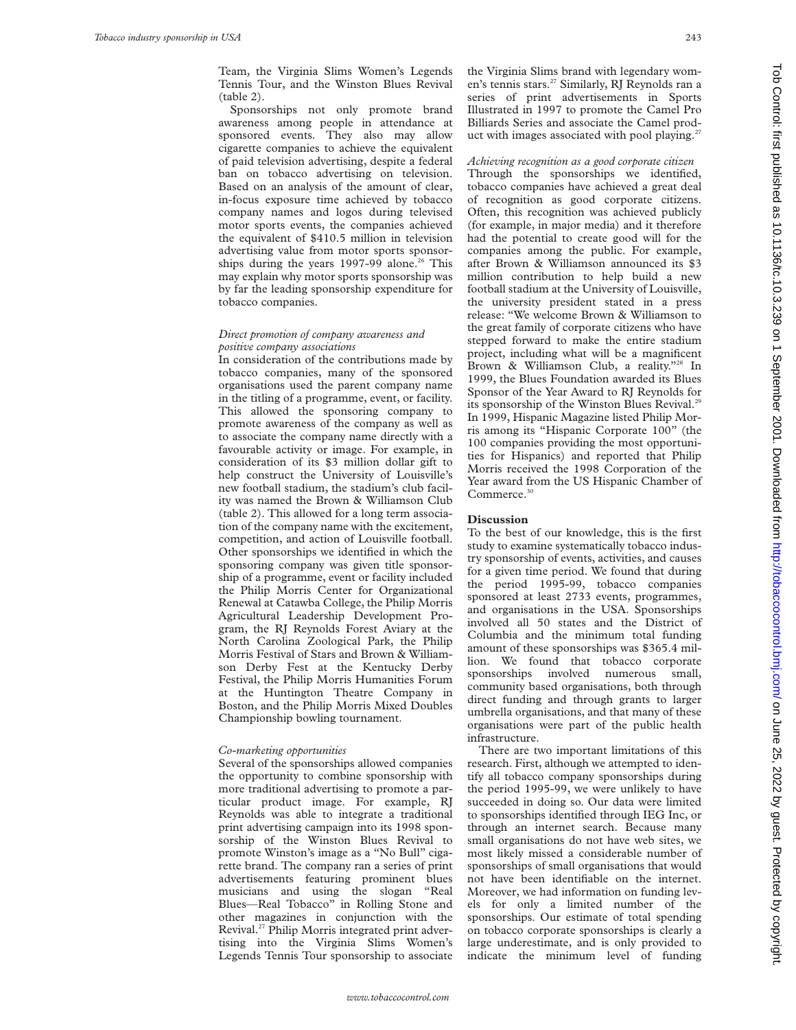Team, the Virginia Slims Women's Legends Tennis Tour, and the Winston Blues Revival (table 2).

Sponsorships not only promote brand awareness among people in attendance at sponsored events. They also may allow cigarette companies to achieve the equivalent of paid television advertising, despite a federal ban on tobacco advertising on television. Based on an analysis of the amount of clear, in-focus exposure time achieved by tobacco company names and logos during televised motor sports events, the companies achieved the equivalent of \$410.5 million in television advertising value from motor sports sponsorships during the years 1997-99 alone.[26] This may explain why motor sports sponsorship was by far the leading sponsorship expenditure for tobacco companies.

*Direct promotion of company awareness and positive company associations*

In consideration of the contributions made by tobacco companies, many of the sponsored organisations used the parent company name in the titling of a programme, event, or facility. This allowed the sponsoring company to promote awareness of the company as well as to associate the company name directly with a favourable activity or image. For example, in consideration of its \$3 million dollar gift to help construct the University of Louisville's new football stadium, the stadium's club facility was named the Brown & Williamson Club (table 2). This allowed for a long term association of the company name with the excitement, competition, and action of Louisville football. Other sponsorships we identified in which the sponsoring company was given title sponsorship of a programme, event or facility included the Philip Morris Center for Organizational Renewal at Catawba College, the Philip Morris Agricultural Leadership Development Program, the RJ Reynolds Forest Aviary at the North Carolina Zoological Park, the Philip Morris Festival of Stars and Brown & Williamson Derby Fest at the Kentucky Derby Festival, the Philip Morris Humanities Forum at the Huntington Theatre Company in Boston, and the Philip Morris Mixed Doubles Championship bowling tournament.

*Co-marketing opportunities*

Several of the sponsorships allowed companies the opportunity to combine sponsorship with more traditional advertising to promote a particular product image. For example, RJ Reynolds was able to integrate a traditional print advertising campaign into its 1998 sponsorship of the Winston Blues Revival to promote Winston's image as a "No Bull" cigarette brand. The company ran a series of print advertisements featuring prominent blues musicians and using the slogan "Real Blues—Real Tobacco" in Rolling Stone and other magazines in conjunction with the Revival.[27] Philip Morris integrated print advertising into the Virginia Slims Women's Legends Tennis Tour sponsorship to associate the Virginia Slims brand with legendary women's tennis stars.[27] Similarly, RJ Reynolds ran a series of print advertisements in Sports Illustrated in 1997 to promote the Camel Pro Billiards Series and associate the Camel product with images associated with pool playing.[27]

*Achieving recognition as a good corporate citizen*

Through the sponsorships we identified, tobacco companies have achieved a great deal of recognition as good corporate citizens. Often, this recognition was achieved publicly (for example, in major media) and it therefore had the potential to create good will for the companies among the public. For example, after Brown & Williamson announced its \$3 million contribution to help build a new football stadium at the University of Louisville, the university president stated in a press release: "We welcome Brown & Williamson to the great family of corporate citizens who have stepped forward to make the entire stadium project, including what will be a magnificent Brown & Williamson Club, a reality."[28] In 1999, the Blues Foundation awarded its Blues Sponsor of the Year Award to RJ Reynolds for its sponsorship of the Winston Blues Revival.[29] In 1999, Hispanic Magazine listed Philip Morris among its "Hispanic Corporate 100" (the 100 companies providing the most opportunities for Hispanics) and reported that Philip Morris received the 1998 Corporation of the Year award from the US Hispanic Chamber of Commerce.[30]

## Discussion

To the best of our knowledge, this is the first study to examine systematically tobacco industry sponsorship of events, activities, and causes for a given time period. We found that during the period 1995-99, tobacco companies sponsored at least 2733 events, programmes, and organisations in the USA. Sponsorships involved all 50 states and the District of Columbia and the minimum total funding amount of these sponsorships was \$365.4 million. We found that tobacco corporate sponsorships involved numerous small, community based organisations, both through direct funding and through grants to larger umbrella organisations, and that many of these organisations were part of the public health infrastructure.

There are two important limitations of this research. First, although we attempted to identify all tobacco company sponsorships during the period 1995-99, we were unlikely to have succeeded in doing so. Our data were limited to sponsorships identified through IEG Inc, or through an internet search. Because many small organisations do not have web sites, we most likely missed a considerable number of sponsorships of small organisations that would not have been identifiable on the internet. Moreover, we had information on funding levels for only a limited number of the sponsorships. Our estimate of total spending on tobacco corporate sponsorships is clearly a large underestimate, and is only provided to indicate the minimum level of funding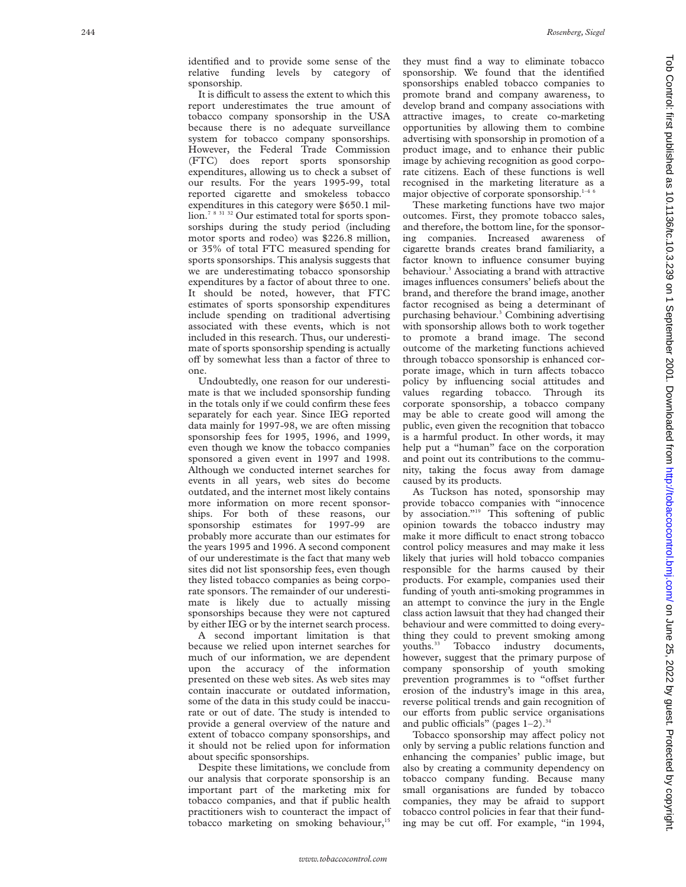identified and to provide some sense of the relative funding levels by category of sponsorship.

It is difficult to assess the extent to which this report underestimates the true amount of tobacco company sponsorship in the USA because there is no adequate surveillance system for tobacco company sponsorships. However, the Federal Trade Commission (FTC) does report sports sponsorship expenditures, allowing us to check a subset of our results. For the years 1995-99, total reported cigarette and smokeless tobacco expenditures in this category were \$650.1 million.[7 8 31 32] Our estimated total for sports sponsorships during the study period (including motor sports and rodeo) was \$226.8 million, or 35% of total FTC measured spending for sports sponsorships. This analysis suggests that we are underestimating tobacco sponsorship expenditures by a factor of about three to one. It should be noted, however, that FTC estimates of sports sponsorship expenditures include spending on traditional advertising associated with these events, which is not included in this research. Thus, our underestimate of sports sponsorship spending is actually off by somewhat less than a factor of three to one.

Undoubtedly, one reason for our underestimate is that we included sponsorship funding in the totals only if we could confirm these fees separately for each year. Since IEG reported data mainly for 1997-98, we are often missing sponsorship fees for 1995, 1996, and 1999, even though we know the tobacco companies sponsored a given event in 1997 and 1998. Although we conducted internet searches for events in all years, web sites do become outdated, and the internet most likely contains more information on more recent sponsorships. For both of these reasons, our sponsorship estimates for 1997-99 are probably more accurate than our estimates for the years 1995 and 1996. A second component of our underestimate is the fact that many web sites did not list sponsorship fees, even though they listed tobacco companies as being corporate sponsors. The remainder of our underestimate is likely due to actually missing sponsorships because they were not captured by either IEG or by the internet search process.

A second important limitation is that because we relied upon internet searches for much of our information, we are dependent upon the accuracy of the information presented on these web sites. As web sites may contain inaccurate or outdated information, some of the data in this study could be inaccurate or out of date. The study is intended to provide a general overview of the nature and extent of tobacco company sponsorships, and it should not be relied upon for information about specific sponsorships.

Despite these limitations, we conclude from our analysis that corporate sponsorship is an important part of the marketing mix for tobacco companies, and that if public health practitioners wish to counteract the impact of tobacco marketing on smoking behaviour,[15] they must find a way to eliminate tobacco sponsorship. We found that the identified sponsorships enabled tobacco companies to promote brand and company awareness, to develop brand and company associations with attractive images, to create co-marketing opportunities by allowing them to combine advertising with sponsorship in promotion of a product image, and to enhance their public image by achieving recognition as good corporate citizens. Each of these functions is well recognised in the marketing literature as a major objective of corporate sponsorship.[1–4 6]

These marketing functions have two major outcomes. First, they promote tobacco sales, and therefore, the bottom line, for the sponsoring companies. Increased awareness of cigarette brands creates brand familiarity, a factor known to influence consumer buying behaviour.[3] Associating a brand with attractive images influences consumers' beliefs about the brand, and therefore the brand image, another factor recognised as being a determinant of purchasing behaviour.[3] Combining advertising with sponsorship allows both to work together to promote a brand image. The second outcome of the marketing functions achieved through tobacco sponsorship is enhanced corporate image, which in turn affects tobacco policy by influencing social attitudes and values regarding tobacco. Through its corporate sponsorship, a tobacco company may be able to create good will among the public, even given the recognition that tobacco is a harmful product. In other words, it may help put a "human" face on the corporation and point out its contributions to the community, taking the focus away from damage caused by its products.

As Tuckson has noted, sponsorship may provide tobacco companies with "innocence by association."[19] This softening of public opinion towards the tobacco industry may make it more difficult to enact strong tobacco control policy measures and may make it less likely that juries will hold tobacco companies responsible for the harms caused by their products. For example, companies used their funding of youth anti-smoking programmes in an attempt to convince the jury in the Engle class action lawsuit that they had changed their behaviour and were committed to doing everything they could to prevent smoking among youths.[33] Tobacco industry documents, however, suggest that the primary purpose of company sponsorship of youth smoking prevention programmes is to "offset further erosion of the industry's image in this area, reverse political trends and gain recognition of our efforts from public service organisations and public officials" (pages 1–2).[34]

Tobacco sponsorship may affect policy not only by serving a public relations function and enhancing the companies' public image, but also by creating a community dependency on tobacco company funding. Because many small organisations are funded by tobacco companies, they may be afraid to support tobacco control policies in fear that their funding may be cut off. For example, "in 1994,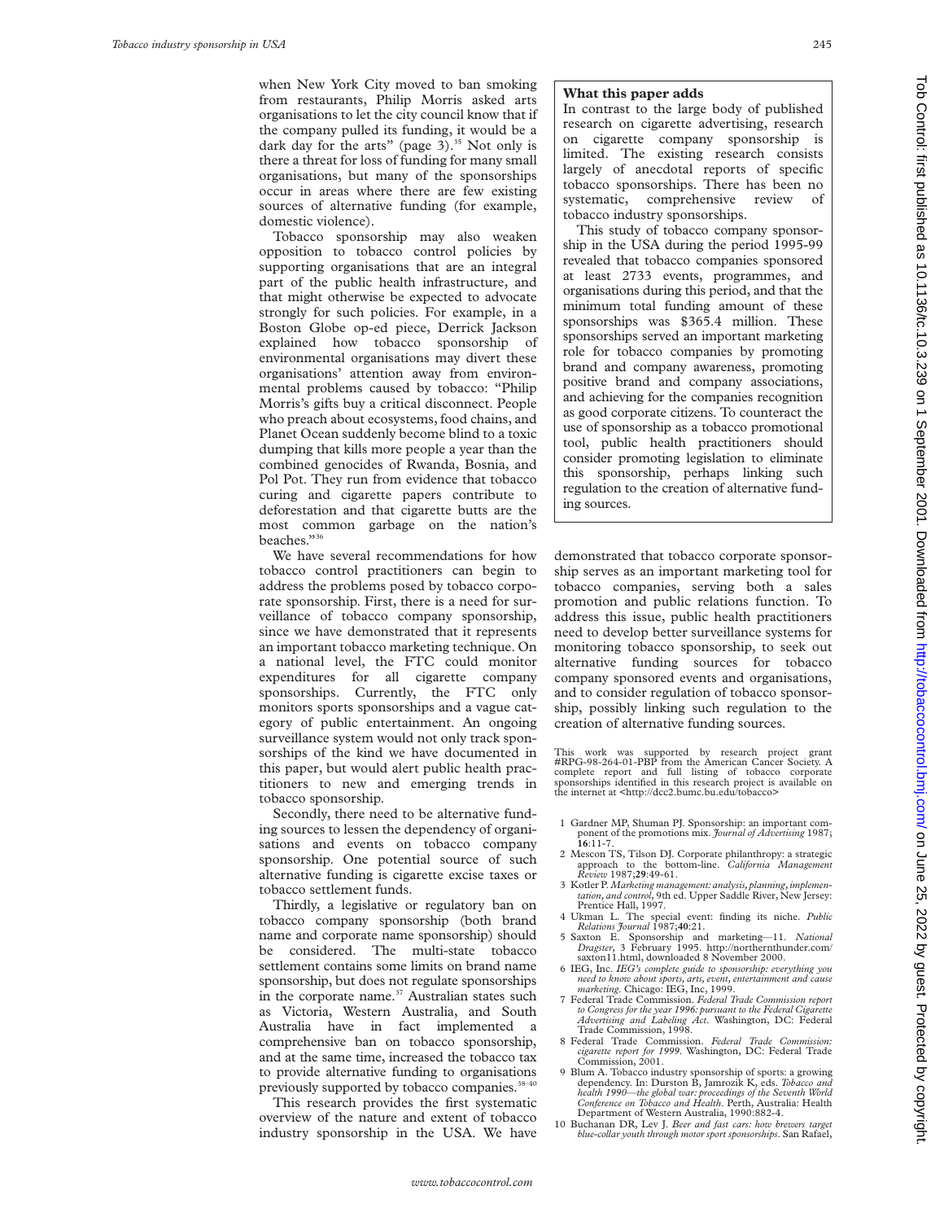when New York City moved to ban smoking from restaurants, Philip Morris asked arts organisations to let the city council know that if the company pulled its funding, it would be a dark day for the arts" (page 3).[35] Not only is there a threat for loss of funding for many small organisations, but many of the sponsorships occur in areas where there are few existing sources of alternative funding (for example, domestic violence).

Tobacco sponsorship may also weaken opposition to tobacco control policies by supporting organisations that are an integral part of the public health infrastructure, and that might otherwise be expected to advocate strongly for such policies. For example, in a Boston Globe op-ed piece, Derrick Jackson explained how tobacco sponsorship of environmental organisations may divert these organisations' attention away from environmental problems caused by tobacco: "Philip Morris's gifts buy a critical disconnect. People who preach about ecosystems, food chains, and Planet Ocean suddenly become blind to a toxic dumping that kills more people a year than the combined genocides of Rwanda, Bosnia, and Pol Pot. They run from evidence that tobacco curing and cigarette papers contribute to deforestation and that cigarette butts are the most common garbage on the nation's beaches."[36]

We have several recommendations for how tobacco control practitioners can begin to address the problems posed by tobacco corporate sponsorship. First, there is a need for surveillance of tobacco company sponsorship, since we have demonstrated that it represents an important tobacco marketing technique. On a national level, the FTC could monitor expenditures for all cigarette company sponsorships. Currently, the FTC only monitors sports sponsorships and a vague category of public entertainment. An ongoing surveillance system would not only track sponsorships of the kind we have documented in this paper, but would alert public health practitioners to new and emerging trends in tobacco sponsorship.

Secondly, there need to be alternative funding sources to lessen the dependency of organisations and events on tobacco company sponsorship. One potential source of such alternative funding is cigarette excise taxes or tobacco settlement funds.

Thirdly, a legislative or regulatory ban on tobacco company sponsorship (both brand name and corporate name sponsorship) should be considered. The multi-state tobacco settlement contains some limits on brand name sponsorship, but does not regulate sponsorships in the corporate name.[37] Australian states such as Victoria, Western Australia, and South Australia have in fact implemented a comprehensive ban on tobacco sponsorship, and at the same time, increased the tobacco tax to provide alternative funding to organisations previously supported by tobacco companies.[38–40]

This research provides the first systematic overview of the nature and extent of tobacco industry sponsorship in the USA. We have demonstrated that tobacco corporate sponsorship serves as an important marketing tool for tobacco companies, serving both a sales promotion and public relations function. To address this issue, public health practitioners need to develop better surveillance systems for monitoring tobacco sponsorship, to seek out alternative funding sources for tobacco company sponsored events and organisations, and to consider regulation of tobacco sponsorship, possibly linking such regulation to the creation of alternative funding sources.

> **What this paper adds**
>
> In contrast to the large body of published research on cigarette advertising, research on cigarette company sponsorship is limited. The existing research consists largely of anecdotal reports of specific tobacco sponsorships. There has been no systematic, comprehensive review of tobacco industry sponsorships.
>
> This study of tobacco company sponsorship in the USA during the period 1995-99 revealed that tobacco companies sponsored at least 2733 events, programmes, and organisations during this period, and that the minimum total funding amount of these sponsorships was $365.4 million. These sponsorships served an important marketing role for tobacco companies by promoting brand and company awareness, promoting positive brand and company associations, and achieving for the companies recognition as good corporate citizens. To counteract the use of sponsorship as a tobacco promotional tool, public health practitioners should consider promoting legislation to eliminate this sponsorship, perhaps linking such regulation to the creation of alternative funding sources.

This work was supported by research project grant #RPG-98-264-01-PBP from the American Cancer Society. A complete report and full listing of tobacco corporate sponsorships identified in this research project is available on the internet at <http://dcc2.bumc.bu.edu/tobacco>

1. Gardner MP, Shuman PJ. Sponsorship: an important component of the promotions mix. *Journal of Advertising* 1987;**16**:11-7.
2. Mescon TS, Tilson DJ. Corporate philanthropy: a strategic approach to the bottom-line. *California Management Review* 1987;**29**:49-61.
3. Kotler P. *Marketing management: analysis, planning, implementation, and control*, 9th ed. Upper Saddle River, New Jersey: Prentice Hall, 1997.
4. Ukman L. The special event: finding its niche. *Public Relations Journal* 1987;**40**:21.
5. Saxton E. Sponsorship and marketing—11. *National Dragster*, 3 February 1995. http://northernthunder.com/saxton11.html, downloaded 8 November 2000.
6. IEG, Inc. *IEG's complete guide to sponsorship: everything you need to know about sports, arts, event, entertainment and cause marketing*. Chicago: IEG, Inc, 1999.
7. Federal Trade Commission. *Federal Trade Commission report to Congress for the year 1996: pursuant to the Federal Cigarette Advertising and Labeling Act*. Washington, DC: Federal Trade Commission, 1998.
8. Federal Trade Commission. *Federal Trade Commission: cigarette report for 1999*. Washington, DC: Federal Trade Commission, 2001.
9. Blum A. Tobacco industry sponsorship of sports: a growing dependency. In: Durston B, Jamrozik K, eds. *Tobacco and health 1990—the global war: proceedings of the Seventh World Conference on Tobacco and Health*. Perth, Australia: Health Department of Western Australia, 1990:882-4.
10. Buchanan DR, Lev J. *Beer and fast cars: how brewers target blue-collar youth through motor sport sponsorships*. San Rafael,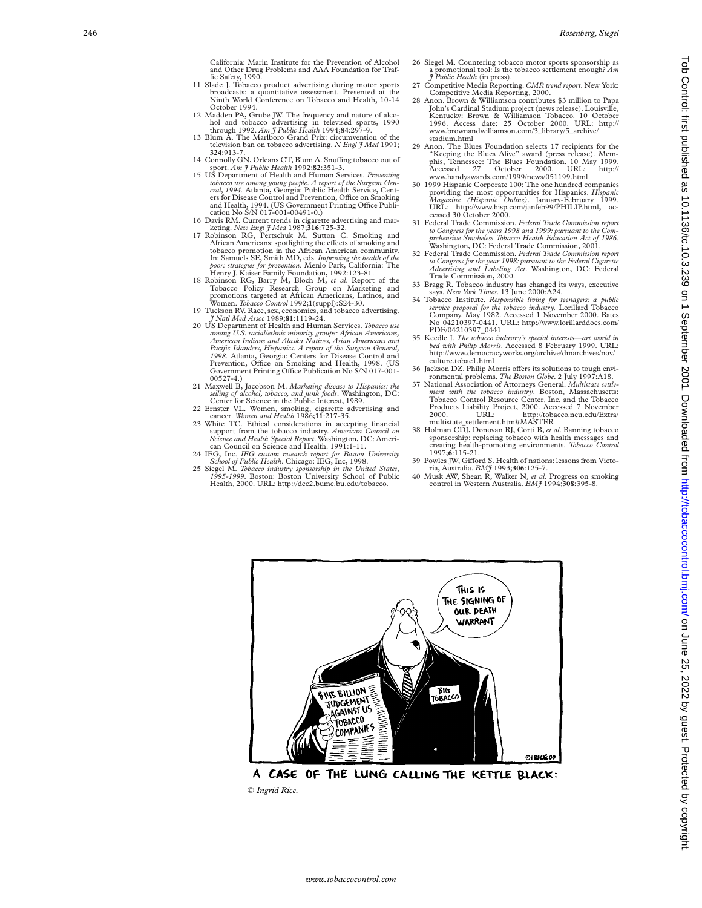California: Marin Institute for the Prevention of Alcohol and Other Drug Problems and AAA Foundation for Traffic Safety, 1990.

11 Slade J. Tobacco product advertising during motor sports broadcasts: a quantitative assessment. Presented at the Ninth World Conference on Tobacco and Health, 10-14 October 1994.
12 Madden PA, Grube JW. The frequency and nature of alcohol and tobacco advertising in televised sports, 1990 through 1992. *Am J Public Health* 1994;**84**:297-9.
13 Blum A. The Marlboro Grand Prix: circumvention of the television ban on tobacco advertising. *N Engl J Med* 1991; **324**:913-7.
14 Connolly GN, Orleans CT, Blum A. Snuffing tobacco out of sport. *Am J Public Health* 1992;**82**:351-3.
15 US Department of Health and Human Services. *Preventing tobacco use among young people. A report of the Surgeon General, 1994.* Atlanta, Georgia: Public Health Service, Centers for Disease Control and Prevention, Office on Smoking and Health, 1994. (US Government Printing Office Publication No S/N 017-001-00491-0.)
16 Davis RM. Current trends in cigarette advertising and marketing. *New Engl J Med* 1987;**316**:725-32.
17 Robinson RG, Pertschuk M, Sutton C. Smoking and African Americans: spotlighting the effects of smoking and tobacco promotion in the African American community. In: Samuels SE, Smith MD, eds. *Improving the health of the poor: strategies for prevention*. Menlo Park, California: The Henry J. Kaiser Family Foundation, 1992:123-81.
18 Robinson RG, Barry M, Bloch M, *et al*. Report of the Tobacco Policy Research Group on Marketing and promotions targeted at African Americans, Latinos, and Women. *Tobacco Control* 1992;**1**(suppl):S24-30.
19 Tuckson RV. Race, sex, economics, and tobacco advertising. *J Natl Med Assoc* 1989;**81**:1119-24.
20 US Department of Health and Human Services. *Tobacco use among U.S. racial/ethnic minority groups: African Americans, American Indians and Alaska Natives, Asian Americans and Pacific Islanders, Hispanics. A report of the Surgeon General, 1998.* Atlanta, Georgia: Centers for Disease Control and Prevention, Office on Smoking and Health, 1998. (US Government Printing Office Publication No S/N 017-001-00527-4.)
21 Maxwell B, Jacobson M. *Marketing disease to Hispanics: the selling of alcohol, tobacco, and junk foods*. Washington, DC: Center for Science in the Public Interest, 1989.
22 Ernster VL. Women, smoking, cigarette advertising and cancer. *Women and Health* 1986;**11**:217-35.
23 White TC. Ethical considerations in accepting financial support from the tobacco industry. *American Council on Science and Health Special Report*. Washington, DC: American Council on Science and Health. 1991:1-11.
24 IEG, Inc. *IEG custom research report for Boston University School of Public Health*. Chicago: IEG, Inc, 1998.
25 Siegel M. *Tobacco industry sponsorship in the United States, 1995-1999.* Boston: Boston University School of Public Health, 2000. URL: http://dcc2.bumc.bu.edu/tobacco.
26 Siegel M. Countering tobacco motor sports sponsorship as a promotional tool: Is the tobacco settlement enough? *Am J Public Health* (in press).
27 Competitive Media Reporting. *CMR trend report*. New York: Competitive Media Reporting, 2000.
28 Anon. Brown & Williamson contributes $3 million to Papa John's Cardinal Stadium project (news release). Louisville, Kentucky: Brown & Williamson Tobacco. 10 October 1996. Access date: 25 October 2000. URL: http://www.brownandwilliamson.com/3_library/5_archive/stadium.html
29 Anon. The Blues Foundation selects 17 recipients for the "Keeping the Blues Alive" award (press release). Memphis, Tennessee: The Blues Foundation. 10 May 1999. Accessed 27 October 2000. URL: http://www.handyawards.com/1999/news/051199.html
30 1999 Hispanic Corporate 100: The one hundred companies providing the most opportunities for Hispanics. *Hispanic Magazine (Hispanic Online)*. January-February 1999. URL: http://www.hisp.com/janfeb99/PHILIP.html, accessed 30 October 2000.
31 Federal Trade Commission. *Federal Trade Commission report to Congress for the years 1998 and 1999: pursuant to the Comprehensive Smokeless Tobacco Health Education Act of 1986.* Washington, DC: Federal Trade Commission, 2001.
32 Federal Trade Commission. *Federal Trade Commission report to Congress for the year 1998: pursuant to the Federal Cigarette Advertising and Labeling Act*. Washington, DC: Federal Trade Commission, 2000.
33 Bragg R. Tobacco industry has changed its ways, executive says. *New York Times*. 13 June 2000:A24.
34 Tobacco Institute. *Responsible living for teenagers: a public service proposal for the tobacco industry.* Lorillard Tobacco Company. May 1982. Accessed 1 November 2000. Bates No 04210397-0441. URL: http://www.lorillarddocs.com/PDF/04210397_0441
35 Keedle J. *The tobacco industry's special interests—art world in bed with Philip Morris*. Accessed 8 February 1999. URL: http://www.democracyworks.org/archive/dmarchives/nov/culture.tobac1.html
36 Jackson DZ. Philip Morris offers its solutions to tough environmental problems. *The Boston Globe*. 2 July 1997:A18.
37 National Association of Attorneys General. *Multistate settlement with the tobacco industry*. Boston, Massachusetts: Tobacco Control Resource Center, Inc. and the Tobacco Products Liability Project, 2000. Accessed 7 November 2000. URL: http://tobacco.neu.edu/Extra/multistate_settlement.htm#MASTER
38 Holman CDJ, Donovan RJ, Corti B, *et al*. Banning tobacco sponsorship: replacing tobacco with health messages and creating health-promoting environments. *Tobacco Control* 1997;**6**:115-21.
39 Powles JW, Gifford S. Health of nations: lessons from Victoria, Australia. *BMJ* 1993;**306**:125-7.
40 Musk AW, Shean R, Walker N, *et al*. Progress on smoking control in Western Australia. *BMJ* 1994;**308**:395-8.

A CASE OF THE LUNG CALLING THE KETTLE BLACK:

*© Ingrid Rice.*